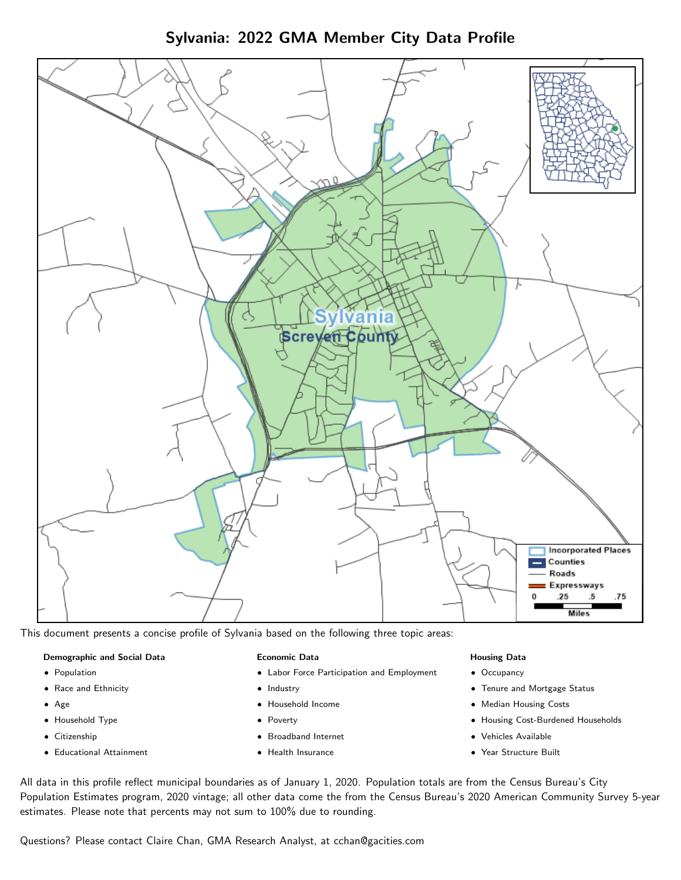# Sylvania: 2022 GMA Member City Data Profile

This document presents a concise profile of Sylvania based on the following three topic areas:

**Demographic and Social Data**

- Population
- Race and Ethnicity
- Age
- Household Type
- Citizenship
- Educational Attainment

**Economic Data**

- Labor Force Participation and Employment
- Industry
- Household Income
- Poverty
- Broadband Internet
- Health Insurance

**Housing Data**

- Occupancy
- Tenure and Mortgage Status
- Median Housing Costs
- Housing Cost-Burdened Households
- Vehicles Available
- Year Structure Built

All data in this profile reflect municipal boundaries as of January 1, 2020. Population totals are from the Census Bureau's City Population Estimates program, 2020 vintage; all other data come the from the Census Bureau's 2020 American Community Survey 5-year estimates. Please note that percents may not sum to 100% due to rounding.

Questions? Please contact Claire Chan, GMA Research Analyst, at cchan@gacities.com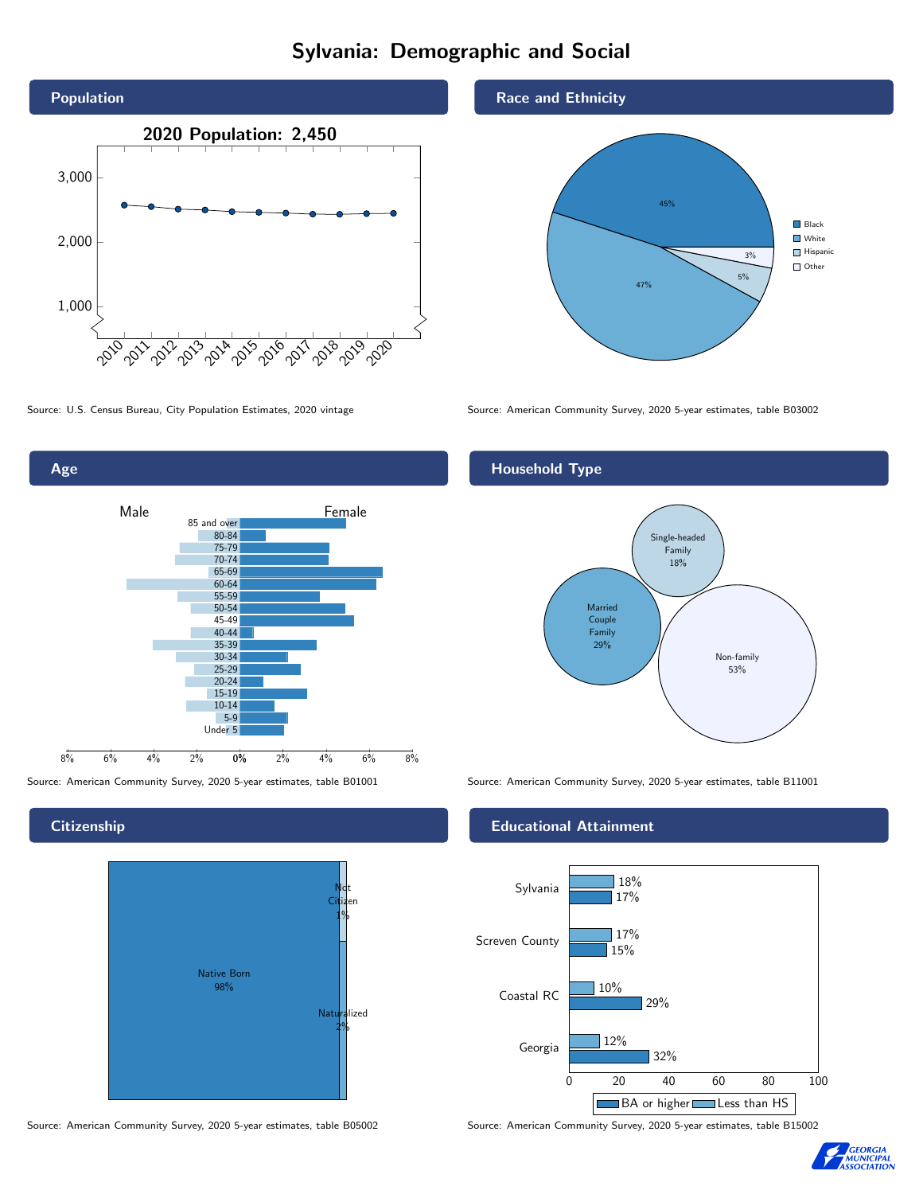# Sylvania: Demographic and Social

## Population

2020 Population: 2,450

Source: U.S. Census Bureau, City Population Estimates, 2020 vintage

## Race and Ethnicity

| Group | Share |
| --- | --- |
| Black | 45% |
| White | 47% |
| Hispanic | 5% |
| Other | 3% |

Source: American Community Survey, 2020 5-year estimates, table B03002

## Age

Source: American Community Survey, 2020 5-year estimates, table B01001

## Household Type

| Type | Share |
| --- | --- |
| Single-headed Family | 18% |
| Married Couple Family | 29% |
| Non-family | 53% |

Source: American Community Survey, 2020 5-year estimates, table B11001

## Citizenship

| Status | Share |
| --- | --- |
| Native Born | 98% |
| Not Citizen | 1% |
| Naturalized | 2% |

Source: American Community Survey, 2020 5-year estimates, table B05002

## Educational Attainment

| Area | Less than HS | BA or higher |
| --- | --- | --- |
| Sylvania | 18% | 17% |
| Screven County | 17% | 15% |
| Coastal RC | 10% | 29% |
| Georgia | 12% | 32% |

Source: American Community Survey, 2020 5-year estimates, table B15002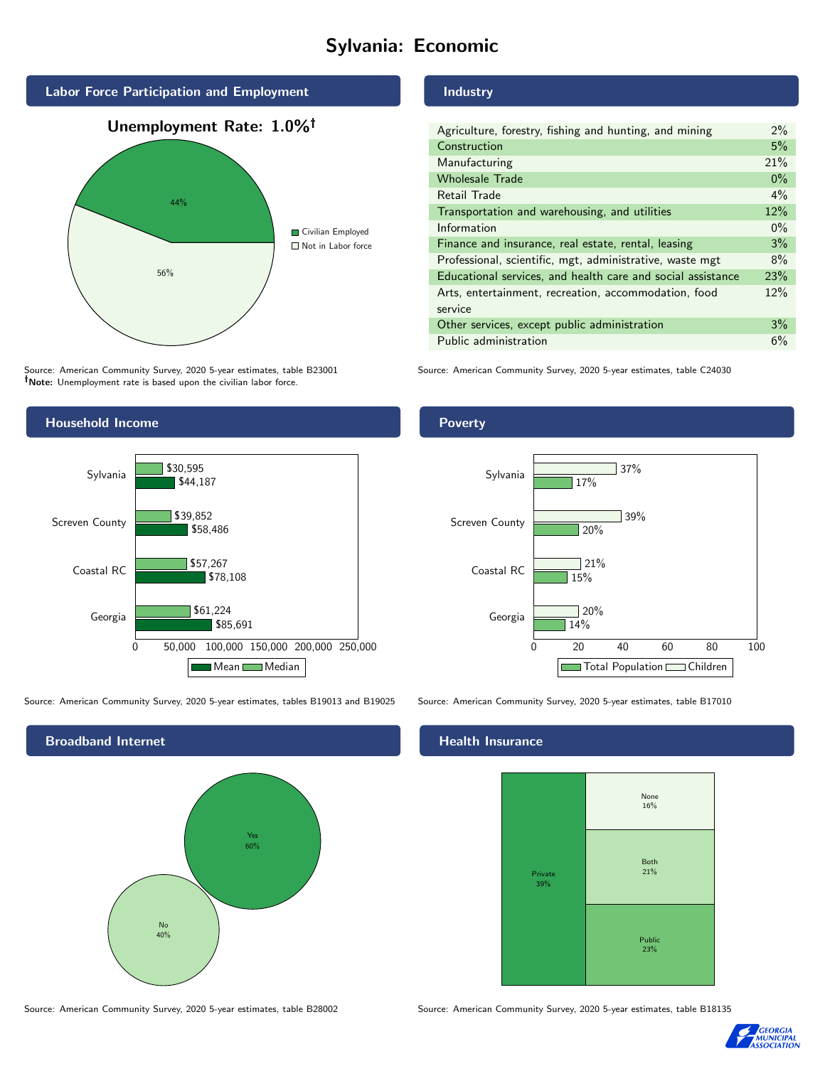# Sylvania: Economic

## Labor Force Participation and Employment

**Unemployment Rate: 1.0%†**

| Category | Percent |
|---|---|
| Civilian Employed | 44% |
| Not in Labor force | 56% |

Source: American Community Survey, 2020 5-year estimates, table B23001
**†Note:** Unemployment rate is based upon the civilian labor force.

## Industry

| Industry | Percent |
|---|---|
| Agriculture, forestry, fishing and hunting, and mining | 2% |
| Construction | 5% |
| Manufacturing | 21% |
| Wholesale Trade | 0% |
| Retail Trade | 4% |
| Transportation and warehousing, and utilities | 12% |
| Information | 0% |
| Finance and insurance, real estate, rental, leasing | 3% |
| Professional, scientific, mgt, administrative, waste mgt | 8% |
| Educational services, and health care and social assistance | 23% |
| Arts, entertainment, recreation, accommodation, food service | 12% |
| Other services, except public administration | 3% |
| Public administration | 6% |

Source: American Community Survey, 2020 5-year estimates, table C24030

## Household Income

| | Median | Mean |
|---|---|---|
| Sylvania | $30,595 | $44,187 |
| Screven County | $39,852 | $58,486 |
| Coastal RC | $57,267 | $78,108 |
| Georgia | $61,224 | $85,691 |

Source: American Community Survey, 2020 5-year estimates, tables B19013 and B19025

## Poverty

| | Children | Total Population |
|---|---|---|
| Sylvania | 37% | 17% |
| Screven County | 39% | 20% |
| Coastal RC | 21% | 15% |
| Georgia | 20% | 14% |

Source: American Community Survey, 2020 5-year estimates, table B17010

## Broadband Internet

| Broadband | Percent |
|---|---|
| Yes | 60% |
| No | 40% |

Source: American Community Survey, 2020 5-year estimates, table B28002

## Health Insurance

| Type | Percent |
|---|---|
| Private | 39% |
| None | 16% |
| Both | 21% |
| Public | 23% |

Source: American Community Survey, 2020 5-year estimates, table B18135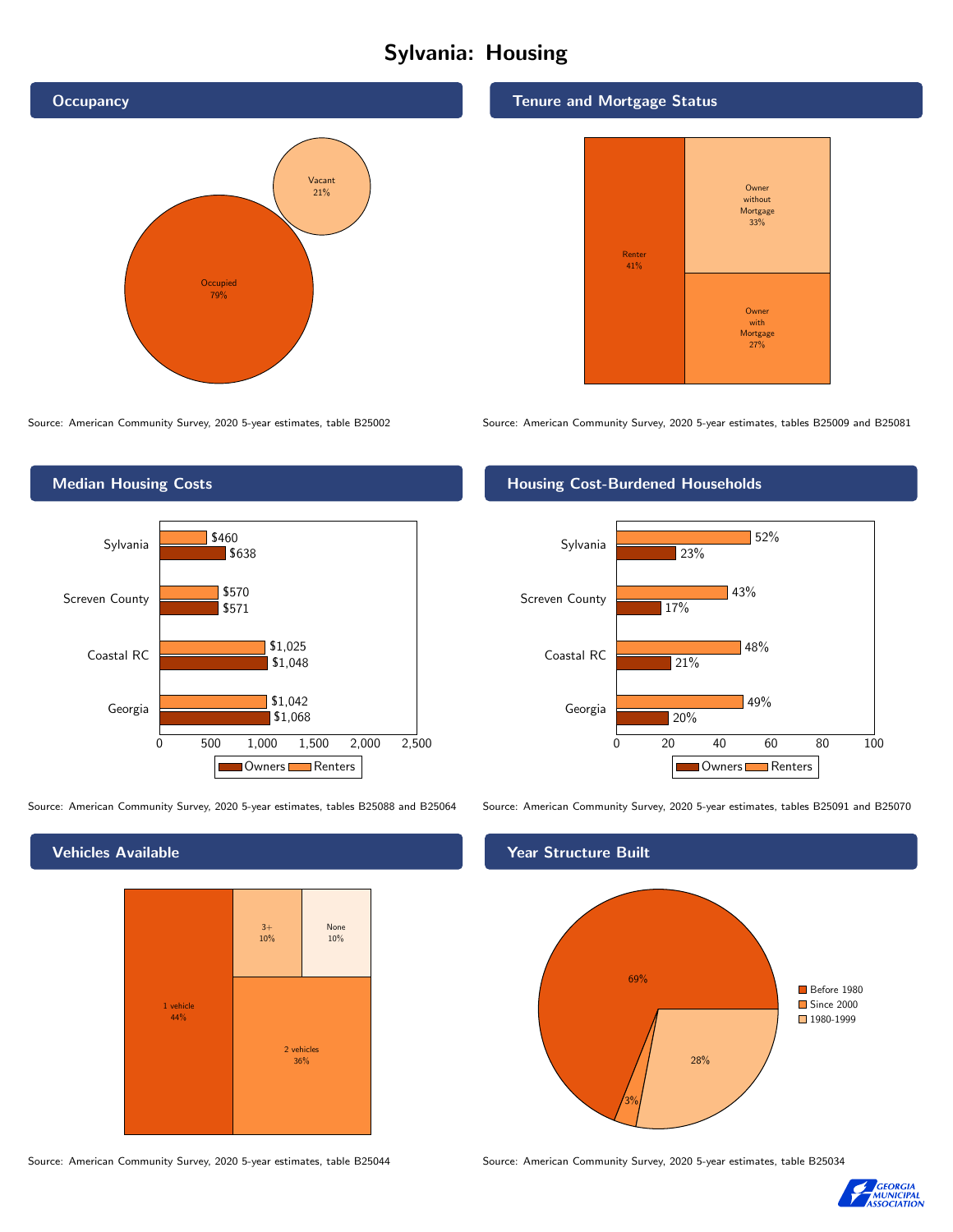# Sylvania: Housing

## Occupancy

Vacant
21%

Occupied
79%

Source: American Community Survey, 2020 5-year estimates, table B25002

## Tenure and Mortgage Status

Renter
41%

Owner without Mortgage
33%

Owner with Mortgage
27%

Source: American Community Survey, 2020 5-year estimates, tables B25009 and B25081

## Median Housing Costs

Sylvania
$460
$638

Screven County
$570
$571

Coastal RC
$1,025
$1,048

Georgia
$1,042
$1,068

0 500 1,000 1,500 2,000 2,500

Owners Renters

Source: American Community Survey, 2020 5-year estimates, tables B25088 and B25064

## Housing Cost-Burdened Households

Sylvania
52%
23%

Screven County
43%
17%

Coastal RC
48%
21%

Georgia
49%
20%

0 20 40 60 80 100

Owners Renters

Source: American Community Survey, 2020 5-year estimates, tables B25091 and B25070

## Vehicles Available

1 vehicle
44%

2 vehicles
36%

3+
10%

None
10%

Source: American Community Survey, 2020 5-year estimates, table B25044

## Year Structure Built

69%
3%
28%

Before 1980
Since 2000
1980-1999

Source: American Community Survey, 2020 5-year estimates, table B25034